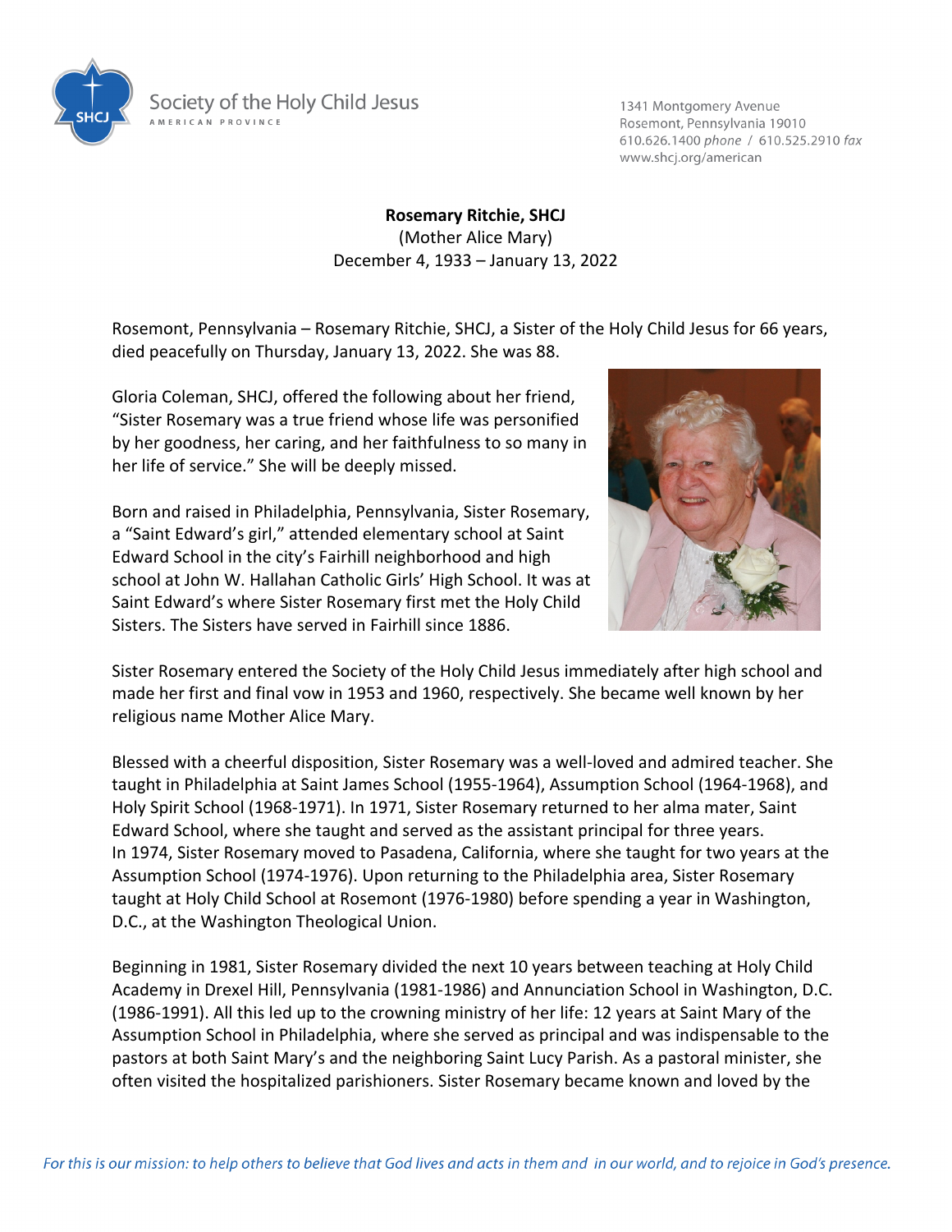Society of the Holy Child Jesus
AMERICAN PROVINCE

1341 Montgomery Avenue
Rosemont, Pennsylvania 19010
610.626.1400 *phone* / 610.525.2910 *fax*
www.shcj.org/american

**Rosemary Ritchie, SHCJ**
(Mother Alice Mary)
December 4, 1933 – January 13, 2022

Rosemont, Pennsylvania – Rosemary Ritchie, SHCJ, a Sister of the Holy Child Jesus for 66 years, died peacefully on Thursday, January 13, 2022. She was 88.

Gloria Coleman, SHCJ, offered the following about her friend, "Sister Rosemary was a true friend whose life was personified by her goodness, her caring, and her faithfulness to so many in her life of service." She will be deeply missed.

Born and raised in Philadelphia, Pennsylvania, Sister Rosemary, a "Saint Edward's girl," attended elementary school at Saint Edward School in the city's Fairhill neighborhood and high school at John W. Hallahan Catholic Girls' High School. It was at Saint Edward's where Sister Rosemary first met the Holy Child Sisters. The Sisters have served in Fairhill since 1886.

Sister Rosemary entered the Society of the Holy Child Jesus immediately after high school and made her first and final vow in 1953 and 1960, respectively. She became well known by her religious name Mother Alice Mary.

Blessed with a cheerful disposition, Sister Rosemary was a well-loved and admired teacher. She taught in Philadelphia at Saint James School (1955-1964), Assumption School (1964-1968), and Holy Spirit School (1968-1971). In 1971, Sister Rosemary returned to her alma mater, Saint Edward School, where she taught and served as the assistant principal for three years. In 1974, Sister Rosemary moved to Pasadena, California, where she taught for two years at the Assumption School (1974-1976). Upon returning to the Philadelphia area, Sister Rosemary taught at Holy Child School at Rosemont (1976-1980) before spending a year in Washington, D.C., at the Washington Theological Union.

Beginning in 1981, Sister Rosemary divided the next 10 years between teaching at Holy Child Academy in Drexel Hill, Pennsylvania (1981-1986) and Annunciation School in Washington, D.C. (1986-1991). All this led up to the crowning ministry of her life: 12 years at Saint Mary of the Assumption School in Philadelphia, where she served as principal and was indispensable to the pastors at both Saint Mary's and the neighboring Saint Lucy Parish. As a pastoral minister, she often visited the hospitalized parishioners. Sister Rosemary became known and loved by the

*For this is our mission: to help others to believe that God lives and acts in them and in our world, and to rejoice in God's presence.*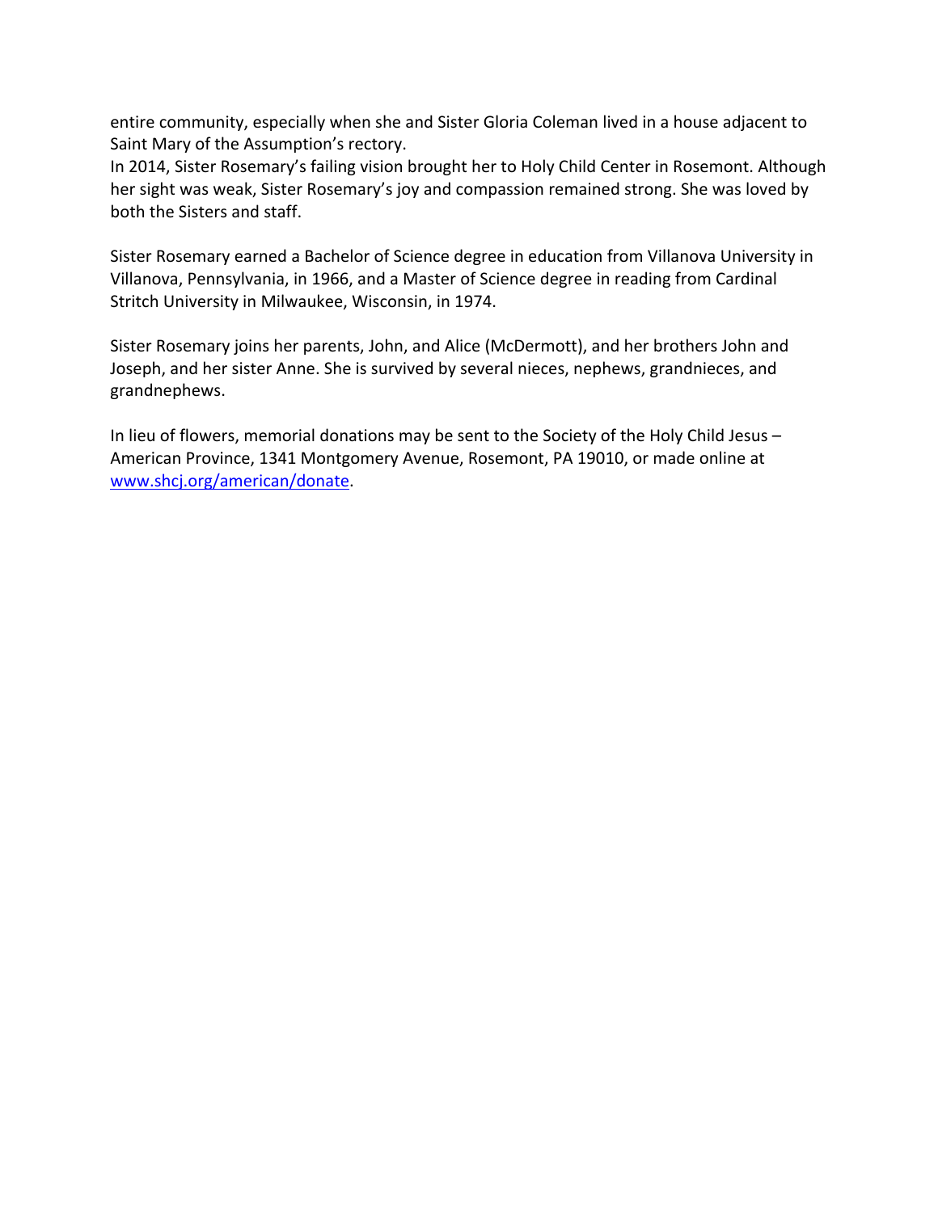entire community, especially when she and Sister Gloria Coleman lived in a house adjacent to Saint Mary of the Assumption's rectory.

In 2014, Sister Rosemary's failing vision brought her to Holy Child Center in Rosemont. Although her sight was weak, Sister Rosemary's joy and compassion remained strong. She was loved by both the Sisters and staff.

Sister Rosemary earned a Bachelor of Science degree in education from Villanova University in Villanova, Pennsylvania, in 1966, and a Master of Science degree in reading from Cardinal Stritch University in Milwaukee, Wisconsin, in 1974.

Sister Rosemary joins her parents, John, and Alice (McDermott), and her brothers John and Joseph, and her sister Anne. She is survived by several nieces, nephews, grandnieces, and grandnephews.

In lieu of flowers, memorial donations may be sent to the Society of the Holy Child Jesus – American Province, 1341 Montgomery Avenue, Rosemont, PA 19010, or made online at www.shcj.org/american/donate.